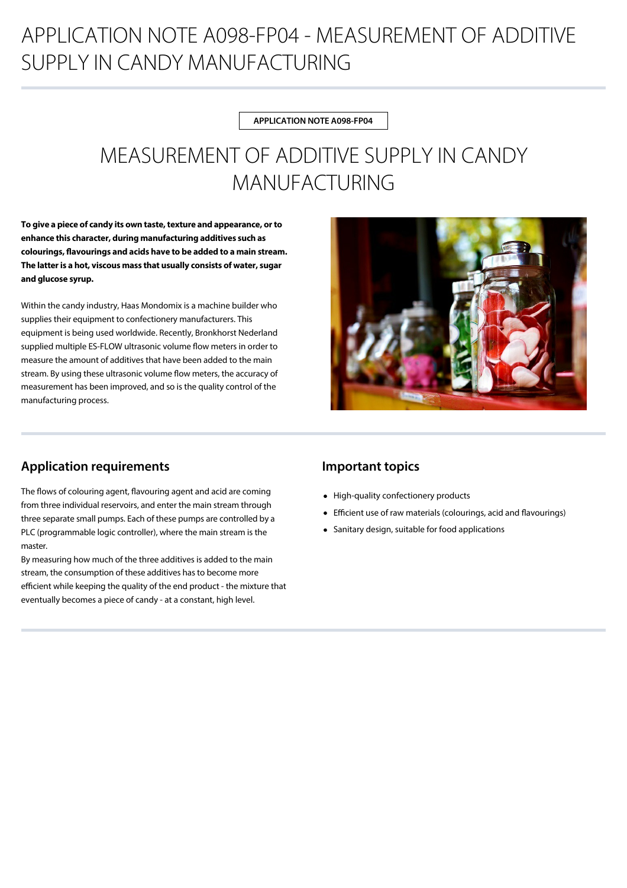# APPLICATION NOTE A098-FP04 - MEASUREMENT OF ADDITIVE SUPPLY IN CANDY MANUFACTURING

APPLICATION NOTE A098-FP04

## MEASUREMENT OF ADDITIVE SUPPLY IN CANDY MANUFACTURING

**To give a piece of candy its own taste, texture and appearance, or to enhance this character, during manufacturing additives such as colourings, flavourings and acids have to be added to a main stream. The latter is a hot, viscous mass that usually consists of water, sugar and glucose syrup.**

Within the candy industry, Haas Mondomix is a machine builder who supplies their equipment to confectionery manufacturers. This equipment is being used worldwide. Recently, Bronkhorst Nederland supplied multiple ES-FLOW ultrasonic volume flow meters in order to measure the amount of additives that have been added to the main stream. By using these ultrasonic volume flow meters, the accuracy of measurement has been improved, and so is the quality control of the manufacturing process.

### Application requirements

The flows of colouring agent, flavouring agent and acid are coming from three individual reservoirs, and enter the main stream through three separate small pumps. Each of these pumps are controlled by a PLC (programmable logic controller), where the main stream is the master.

By measuring how much of the three additives is added to the main stream, the consumption of these additives has to become more efficient while keeping the quality of the end product - the mixture that eventually becomes a piece of candy - at a constant, high level.

### Important topics

- High-quality confectionery products
- Efficient use of raw materials (colourings, acid and flavourings)
- Sanitary design, suitable for food applications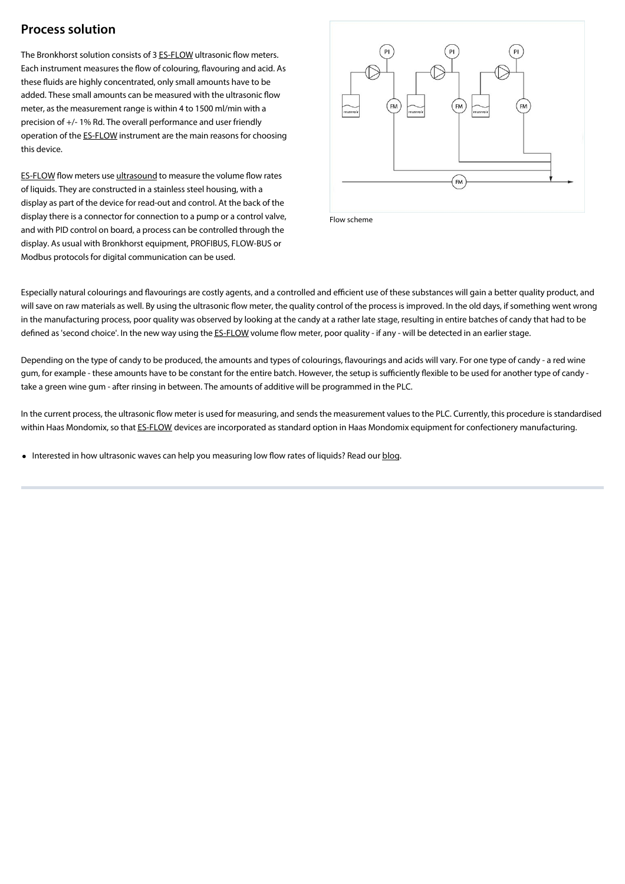## Process solution

The Bronkhorst solution consists of 3 ES-FLOW ultrasonic flow meters. Each instrument measures the flow of colouring, flavouring and acid. As these fluids are highly concentrated, only small amounts have to be added. These small amounts can be measured with the ultrasonic flow meter, as the measurement range is within 4 to 1500 ml/min with a precision of +/- 1% Rd. The overall performance and user friendly operation of the ES-FLOW instrument are the main reasons for choosing this device.

ES-FLOW flow meters use ultrasound to measure the volume flow rates of liquids. They are constructed in a stainless steel housing, with a display as part of the device for read-out and control. At the back of the display there is a connector for connection to a pump or a control valve, and with PID control on board, a process can be controlled through the display. As usual with Bronkhorst equipment, PROFIBUS, FLOW-BUS or Modbus protocols for digital communication can be used.

Flow scheme

Especially natural colourings and flavourings are costly agents, and a controlled and efficient use of these substances will gain a better quality product, and will save on raw materials as well. By using the ultrasonic flow meter, the quality control of the process is improved. In the old days, if something went wrong in the manufacturing process, poor quality was observed by looking at the candy at a rather late stage, resulting in entire batches of candy that had to be defined as 'second choice'. In the new way using the ES-FLOW volume flow meter, poor quality - if any - will be detected in an earlier stage.

Depending on the type of candy to be produced, the amounts and types of colourings, flavourings and acids will vary. For one type of candy - a red wine gum, for example - these amounts have to be constant for the entire batch. However, the setup is sufficiently flexible to be used for another type of candy - take a green wine gum - after rinsing in between. The amounts of additive will be programmed in the PLC.

In the current process, the ultrasonic flow meter is used for measuring, and sends the measurement values to the PLC. Currently, this procedure is standardised within Haas Mondomix, so that ES-FLOW devices are incorporated as standard option in Haas Mondomix equipment for confectionery manufacturing.

- Interested in how ultrasonic waves can help you measuring low flow rates of liquids? Read our blog.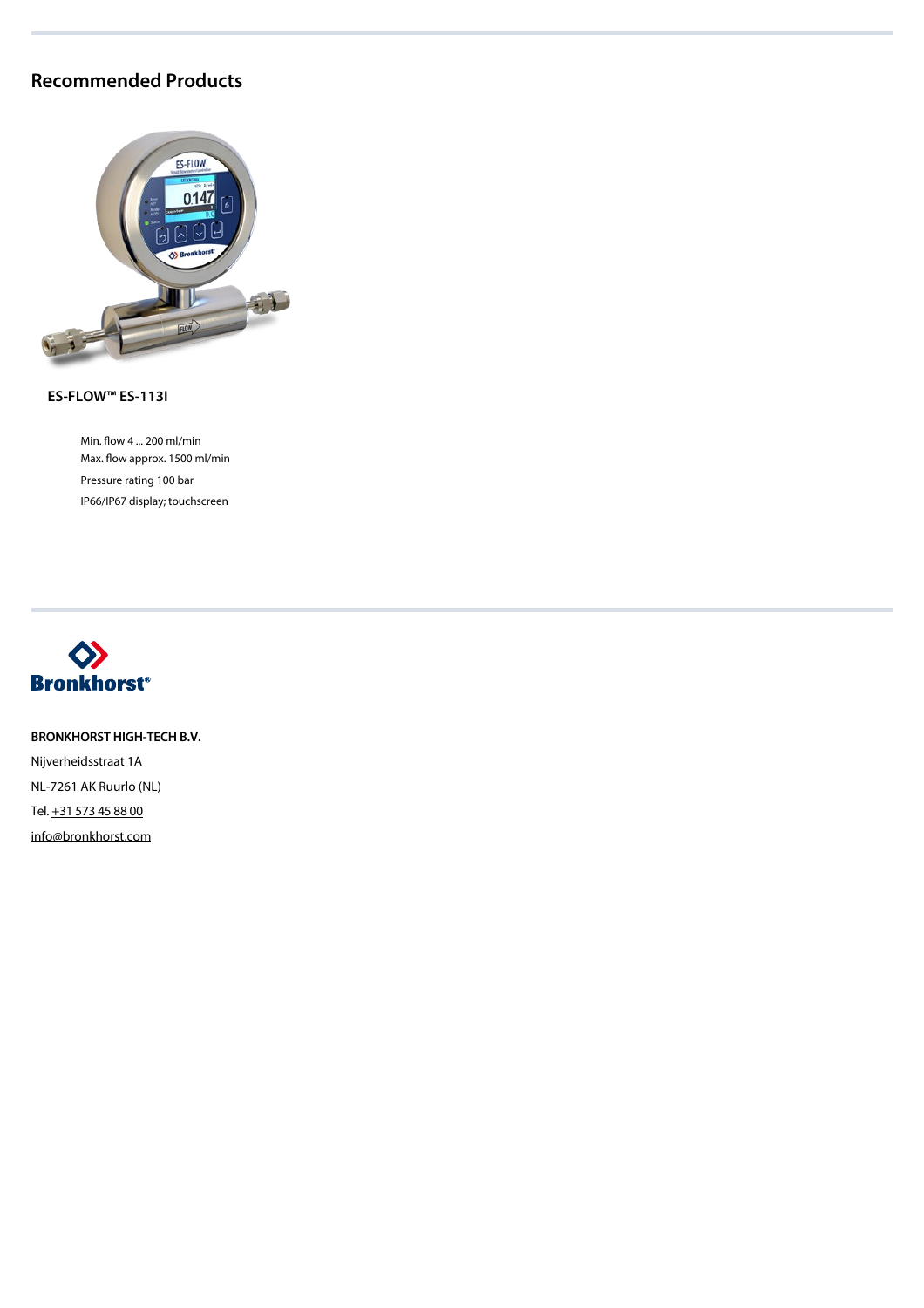## Recommended Products

**ES-FLOW™ ES-113I**

- Min. flow 4 ... 200 ml/min
- Max. flow approx. 1500 ml/min
- Pressure rating 100 bar
- IP66/IP67 display; touchscreen

**BRONKHORST HIGH-TECH B.V.**

Nijverheidsstraat 1A

NL-7261 AK Ruurlo (NL)

Tel. +31 573 45 88 00

info@bronkhorst.com